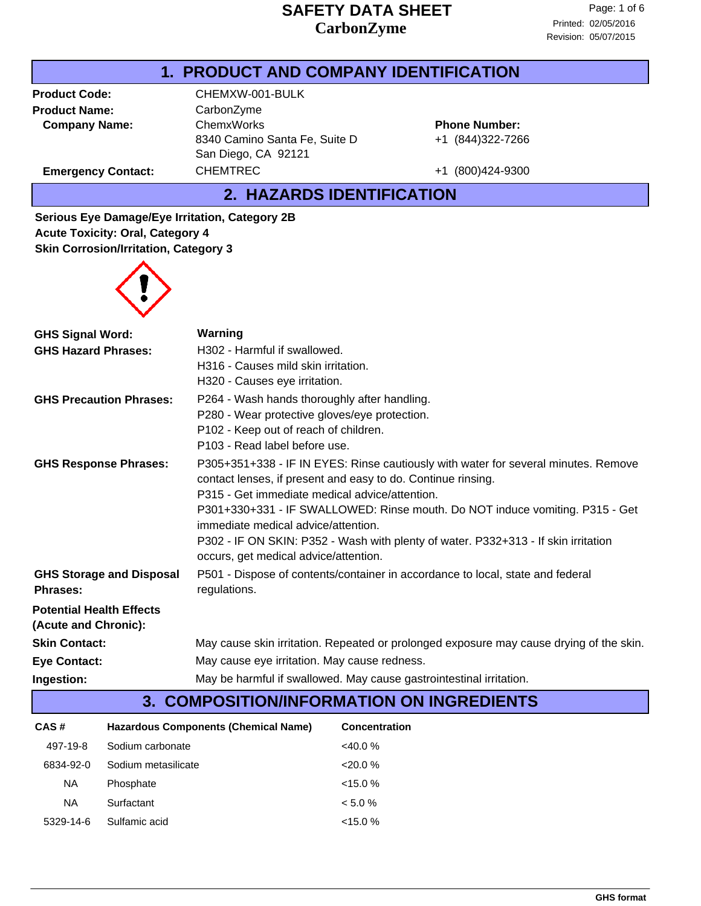# SAFETY DATA SHEET
## CarbonZyme

Printed: 02/05/2016
Revision: 05/07/2015

## 1. PRODUCT AND COMPANY IDENTIFICATION

**Product Code:** CHEMXW-001-BULK

**Product Name:** CarbonZyme

**Company Name:** ChemxWorks
8340 Camino Santa Fe, Suite D
San Diego, CA 92121

**Phone Number:** +1 (844)322-7266

**Emergency Contact:** CHEMTREC +1 (800)424-9300

## 2. HAZARDS IDENTIFICATION

**Serious Eye Damage/Eye Irritation, Category 2B**
**Acute Toxicity: Oral, Category 4**
**Skin Corrosion/Irritation, Category 3**

**GHS Signal Word:** **Warning**

**GHS Hazard Phrases:**
H302 - Harmful if swallowed.
H316 - Causes mild skin irritation.
H320 - Causes eye irritation.

**GHS Precaution Phrases:**
P264 - Wash hands thoroughly after handling.
P280 - Wear protective gloves/eye protection.
P102 - Keep out of reach of children.
P103 - Read label before use.

**GHS Response Phrases:**
P305+351+338 - IF IN EYES: Rinse cautiously with water for several minutes. Remove contact lenses, if present and easy to do. Continue rinsing.
P315 - Get immediate medical advice/attention.
P301+330+331 - IF SWALLOWED: Rinse mouth. Do NOT induce vomiting. P315 - Get immediate medical advice/attention.
P302 - IF ON SKIN: P352 - Wash with plenty of water. P332+313 - If skin irritation occurs, get medical advice/attention.

**GHS Storage and Disposal Phrases:**
P501 - Dispose of contents/container in accordance to local, state and federal regulations.

**Potential Health Effects (Acute and Chronic):**

**Skin Contact:** May cause skin irritation. Repeated or prolonged exposure may cause drying of the skin.

**Eye Contact:** May cause eye irritation. May cause redness.

**Ingestion:** May be harmful if swallowed. May cause gastrointestinal irritation.

## 3. COMPOSITION/INFORMATION ON INGREDIENTS

| CAS # | Hazardous Components (Chemical Name) | Concentration |
|---|---|---|
| 497-19-8 | Sodium carbonate | <40.0 % |
| 6834-92-0 | Sodium metasilicate | <20.0 % |
| NA | Phosphate | <15.0 % |
| NA | Surfactant | < 5.0 % |
| 5329-14-6 | Sulfamic acid | <15.0 % |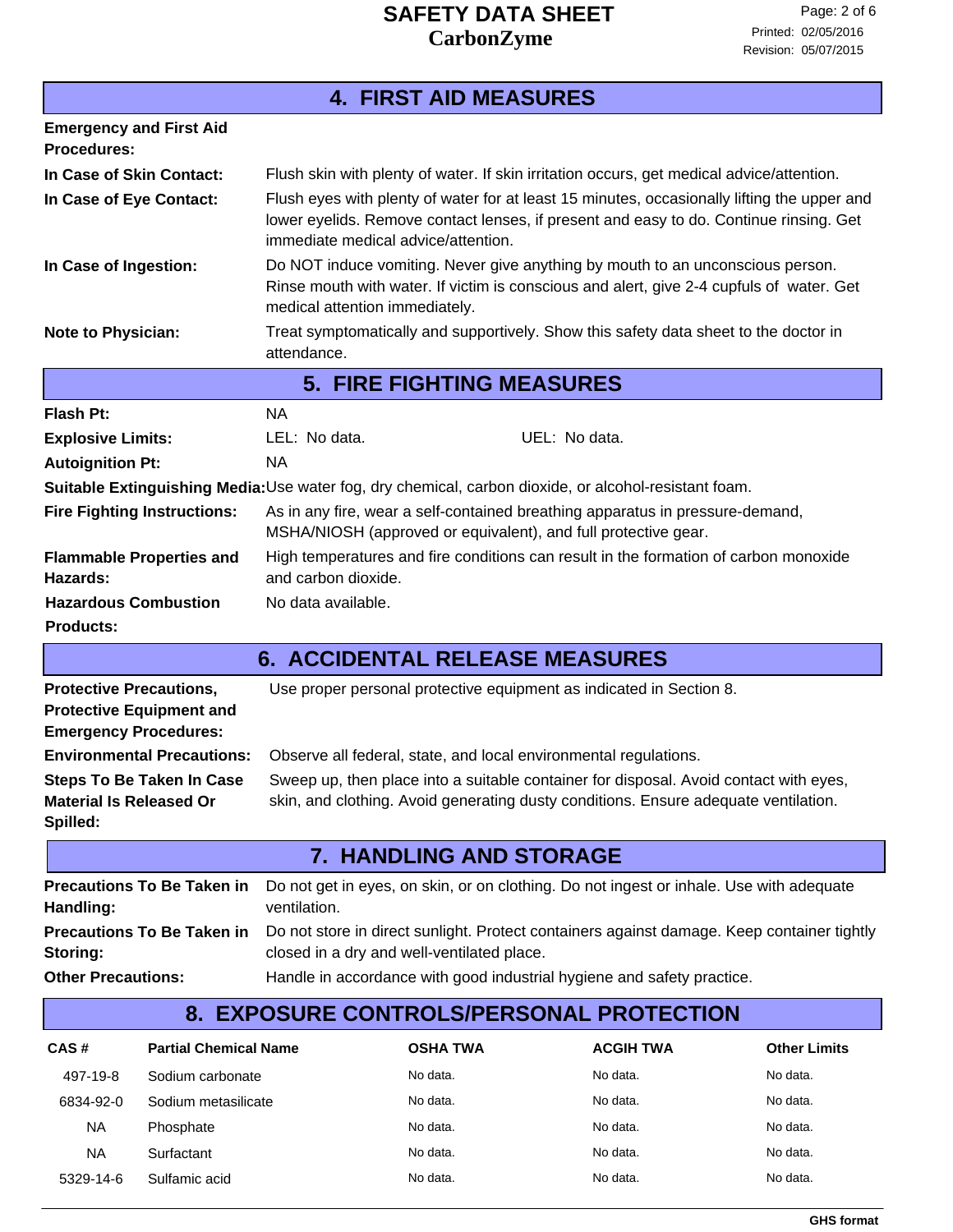## 4. FIRST AID MEASURES

**Emergency and First Aid Procedures:**

**In Case of Skin Contact:** Flush skin with plenty of water. If skin irritation occurs, get medical advice/attention.

**In Case of Eye Contact:** Flush eyes with plenty of water for at least 15 minutes, occasionally lifting the upper and lower eyelids. Remove contact lenses, if present and easy to do. Continue rinsing. Get immediate medical advice/attention.

**In Case of Ingestion:** Do NOT induce vomiting. Never give anything by mouth to an unconscious person. Rinse mouth with water. If victim is conscious and alert, give 2-4 cupfuls of water. Get medical attention immediately.

**Note to Physician:** Treat symptomatically and supportively. Show this safety data sheet to the doctor in attendance.

## 5. FIRE FIGHTING MEASURES

**Flash Pt:** NA

**Explosive Limits:** LEL: No data. UEL: No data.

**Autoignition Pt:** NA

**Suitable Extinguishing Media:** Use water fog, dry chemical, carbon dioxide, or alcohol-resistant foam.

**Fire Fighting Instructions:** As in any fire, wear a self-contained breathing apparatus in pressure-demand, MSHA/NIOSH (approved or equivalent), and full protective gear.

**Flammable Properties and Hazards:** High temperatures and fire conditions can result in the formation of carbon monoxide and carbon dioxide.

**Hazardous Combustion Products:** No data available.

## 6. ACCIDENTAL RELEASE MEASURES

**Protective Precautions, Protective Equipment and Emergency Procedures:** Use proper personal protective equipment as indicated in Section 8.

**Environmental Precautions:** Observe all federal, state, and local environmental regulations.

**Steps To Be Taken In Case Material Is Released Or Spilled:** Sweep up, then place into a suitable container for disposal. Avoid contact with eyes, skin, and clothing. Avoid generating dusty conditions. Ensure adequate ventilation.

## 7. HANDLING AND STORAGE

**Precautions To Be Taken in Handling:** Do not get in eyes, on skin, or on clothing. Do not ingest or inhale. Use with adequate ventilation.

**Precautions To Be Taken in Storing:** Do not store in direct sunlight. Protect containers against damage. Keep container tightly closed in a dry and well-ventilated place.

**Other Precautions:** Handle in accordance with good industrial hygiene and safety practice.

## 8. EXPOSURE CONTROLS/PERSONAL PROTECTION

| CAS # | Partial Chemical Name | OSHA TWA | ACGIH TWA | Other Limits |
|---|---|---|---|---|
| 497-19-8 | Sodium carbonate | No data. | No data. | No data. |
| 6834-92-0 | Sodium metasilicate | No data. | No data. | No data. |
| NA | Phosphate | No data. | No data. | No data. |
| NA | Surfactant | No data. | No data. | No data. |
| 5329-14-6 | Sulfamic acid | No data. | No data. | No data. |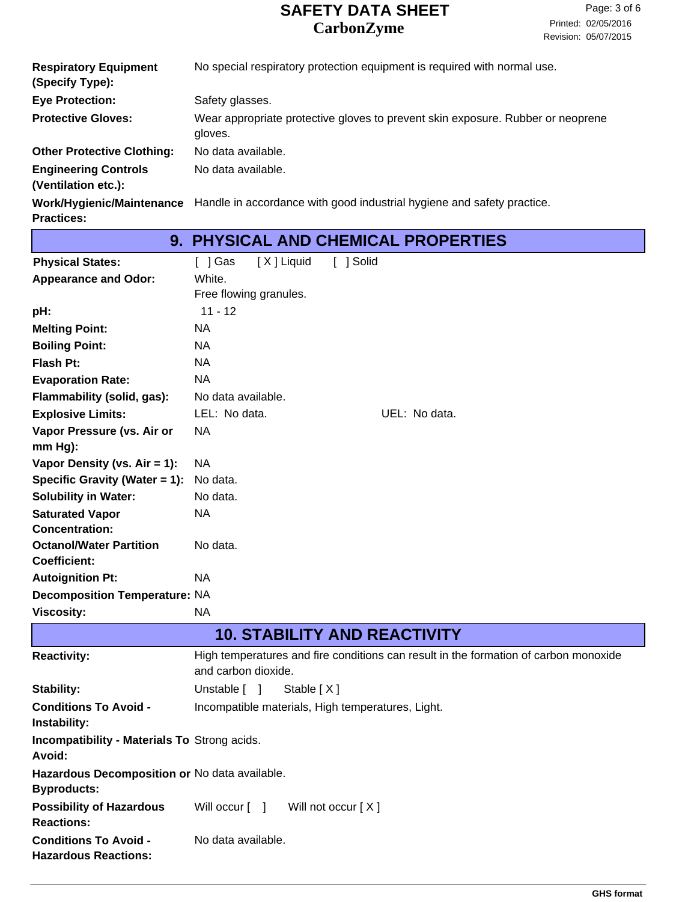| | |
|---|---|
| **Respiratory Equipment (Specify Type):** | No special respiratory protection equipment is required with normal use. |
| **Eye Protection:** | Safety glasses. |
| **Protective Gloves:** | Wear appropriate protective gloves to prevent skin exposure. Rubber or neoprene gloves. |
| **Other Protective Clothing:** | No data available. |
| **Engineering Controls (Ventilation etc.):** | No data available. |
| **Work/Hygienic/Maintenance Practices:** | Handle in accordance with good industrial hygiene and safety practice. |

## 9. PHYSICAL AND CHEMICAL PROPERTIES

| | |
|---|---|
| **Physical States:** | [ ] Gas [ X ] Liquid [ ] Solid |
| **Appearance and Odor:** | White.<br>Free flowing granules. |
| **pH:** | 11 - 12 |
| **Melting Point:** | NA |
| **Boiling Point:** | NA |
| **Flash Pt:** | NA |
| **Evaporation Rate:** | NA |
| **Flammability (solid, gas):** | No data available. |
| **Explosive Limits:** | LEL: No data. UEL: No data. |
| **Vapor Pressure (vs. Air or mm Hg):** | NA |
| **Vapor Density (vs. Air = 1):** | NA |
| **Specific Gravity (Water = 1):** | No data. |
| **Solubility in Water:** | No data. |
| **Saturated Vapor Concentration:** | NA |
| **Octanol/Water Partition Coefficient:** | No data. |
| **Autoignition Pt:** | NA |
| **Decomposition Temperature:** | NA |
| **Viscosity:** | NA |

## 10. STABILITY AND REACTIVITY

| | |
|---|---|
| **Reactivity:** | High temperatures and fire conditions can result in the formation of carbon monoxide and carbon dioxide. |
| **Stability:** | Unstable [ ] Stable [ X ] |
| **Conditions To Avoid - Instability:** | Incompatible materials, High temperatures, Light. |
| **Incompatibility - Materials To Avoid:** | Strong acids. |
| **Hazardous Decomposition or Byproducts:** | No data available. |
| **Possibility of Hazardous Reactions:** | Will occur [ ] Will not occur [ X ] |
| **Conditions To Avoid - Hazardous Reactions:** | No data available. |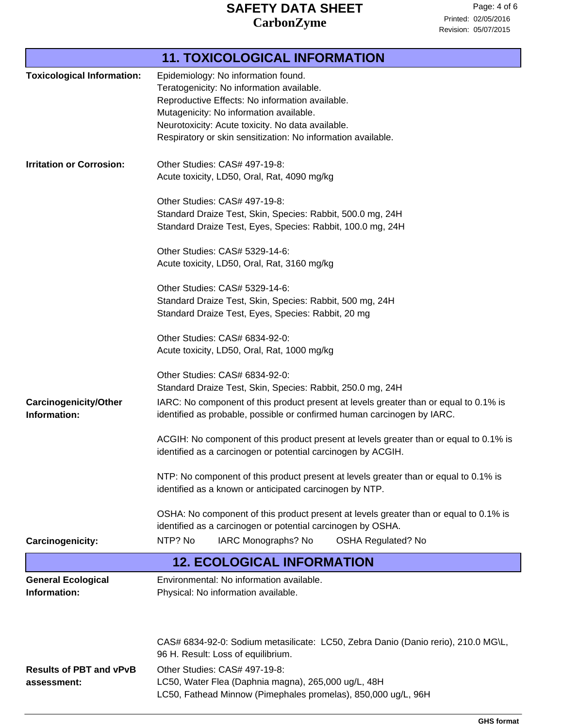## 11. TOXICOLOGICAL INFORMATION

**Toxicological Information:**
Epidemiology: No information found.
Teratogenicity: No information available.
Reproductive Effects: No information available.
Mutagenicity: No information available.
Neurotoxicity: Acute toxicity. No data available.
Respiratory or skin sensitization: No information available.

**Irritation or Corrosion:**
Other Studies: CAS# 497-19-8:
Acute toxicity, LD50, Oral, Rat, 4090 mg/kg

Other Studies: CAS# 497-19-8:
Standard Draize Test, Skin, Species: Rabbit, 500.0 mg, 24H
Standard Draize Test, Eyes, Species: Rabbit, 100.0 mg, 24H

Other Studies: CAS# 5329-14-6:
Acute toxicity, LD50, Oral, Rat, 3160 mg/kg

Other Studies: CAS# 5329-14-6:
Standard Draize Test, Skin, Species: Rabbit, 500 mg, 24H
Standard Draize Test, Eyes, Species: Rabbit, 20 mg

Other Studies: CAS# 6834-92-0:
Acute toxicity, LD50, Oral, Rat, 1000 mg/kg

Other Studies: CAS# 6834-92-0:
Standard Draize Test, Skin, Species: Rabbit, 250.0 mg, 24H

**Carcinogenicity/Other Information:**
IARC: No component of this product present at levels greater than or equal to 0.1% is identified as probable, possible or confirmed human carcinogen by IARC.

ACGIH: No component of this product present at levels greater than or equal to 0.1% is identified as a carcinogen or potential carcinogen by ACGIH.

NTP: No component of this product present at levels greater than or equal to 0.1% is identified as a known or anticipated carcinogen by NTP.

OSHA: No component of this product present at levels greater than or equal to 0.1% is identified as a carcinogen or potential carcinogen by OSHA.

**Carcinogenicity:**
NTP? No IARC Monographs? No OSHA Regulated? No

## 12. ECOLOGICAL INFORMATION

**General Ecological Information:**
Environmental: No information available.
Physical: No information available.

CAS# 6834-92-0: Sodium metasilicate: LC50, Zebra Danio (Danio rerio), 210.0 MG\L, 96 H. Result: Loss of equilibrium.

**Results of PBT and vPvB assessment:**
Other Studies: CAS# 497-19-8:
LC50, Water Flea (Daphnia magna), 265,000 ug/L, 48H
LC50, Fathead Minnow (Pimephales promelas), 850,000 ug/L, 96H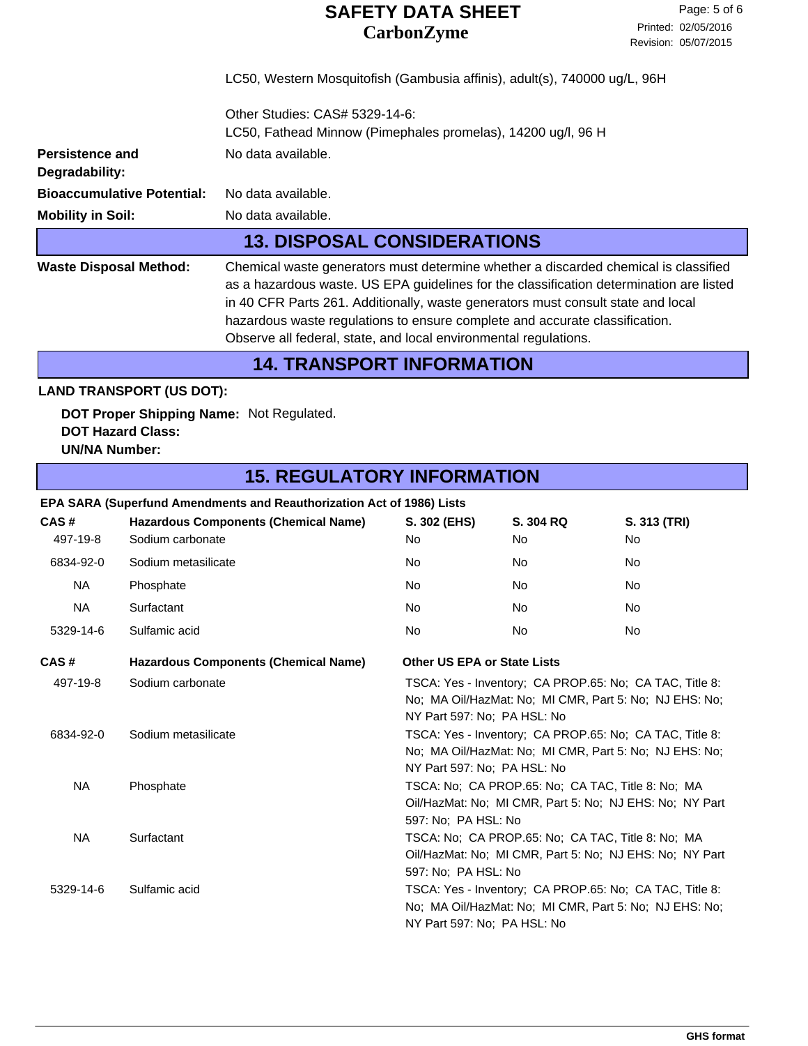LC50, Western Mosquitofish (Gambusia affinis), adult(s), 740000 ug/L, 96H

Other Studies: CAS# 5329-14-6:
LC50, Fathead Minnow (Pimephales promelas), 14200 ug/l, 96 H

**Persistence and Degradability:** No data available.

**Bioaccumulative Potential:** No data available.

**Mobility in Soil:** No data available.

## 13. DISPOSAL CONSIDERATIONS

**Waste Disposal Method:** Chemical waste generators must determine whether a discarded chemical is classified as a hazardous waste. US EPA guidelines for the classification determination are listed in 40 CFR Parts 261. Additionally, waste generators must consult state and local hazardous waste regulations to ensure complete and accurate classification. Observe all federal, state, and local environmental regulations.

## 14. TRANSPORT INFORMATION

**LAND TRANSPORT (US DOT):**

**DOT Proper Shipping Name:** Not Regulated.
**DOT Hazard Class:**
**UN/NA Number:**

## 15. REGULATORY INFORMATION

**EPA SARA (Superfund Amendments and Reauthorization Act of 1986) Lists**

| CAS # | Hazardous Components (Chemical Name) | S. 302 (EHS) | S. 304 RQ | S. 313 (TRI) |
|---|---|---|---|---|
| 497-19-8 | Sodium carbonate | No | No | No |
| 6834-92-0 | Sodium metasilicate | No | No | No |
| NA | Phosphate | No | No | No |
| NA | Surfactant | No | No | No |
| 5329-14-6 | Sulfamic acid | No | No | No |

| CAS # | Hazardous Components (Chemical Name) | Other US EPA or State Lists |
|---|---|---|
| 497-19-8 | Sodium carbonate | TSCA: Yes - Inventory; CA PROP.65: No; CA TAC, Title 8: No; MA Oil/HazMat: No; MI CMR, Part 5: No; NJ EHS: No; NY Part 597: No; PA HSL: No |
| 6834-92-0 | Sodium metasilicate | TSCA: Yes - Inventory; CA PROP.65: No; CA TAC, Title 8: No; MA Oil/HazMat: No; MI CMR, Part 5: No; NJ EHS: No; NY Part 597: No; PA HSL: No |
| NA | Phosphate | TSCA: No; CA PROP.65: No; CA TAC, Title 8: No; MA Oil/HazMat: No; MI CMR, Part 5: No; NJ EHS: No; NY Part 597: No; PA HSL: No |
| NA | Surfactant | TSCA: No; CA PROP.65: No; CA TAC, Title 8: No; MA Oil/HazMat: No; MI CMR, Part 5: No; NJ EHS: No; NY Part 597: No; PA HSL: No |
| 5329-14-6 | Sulfamic acid | TSCA: Yes - Inventory; CA PROP.65: No; CA TAC, Title 8: No; MA Oil/HazMat: No; MI CMR, Part 5: No; NJ EHS: No; NY Part 597: No; PA HSL: No |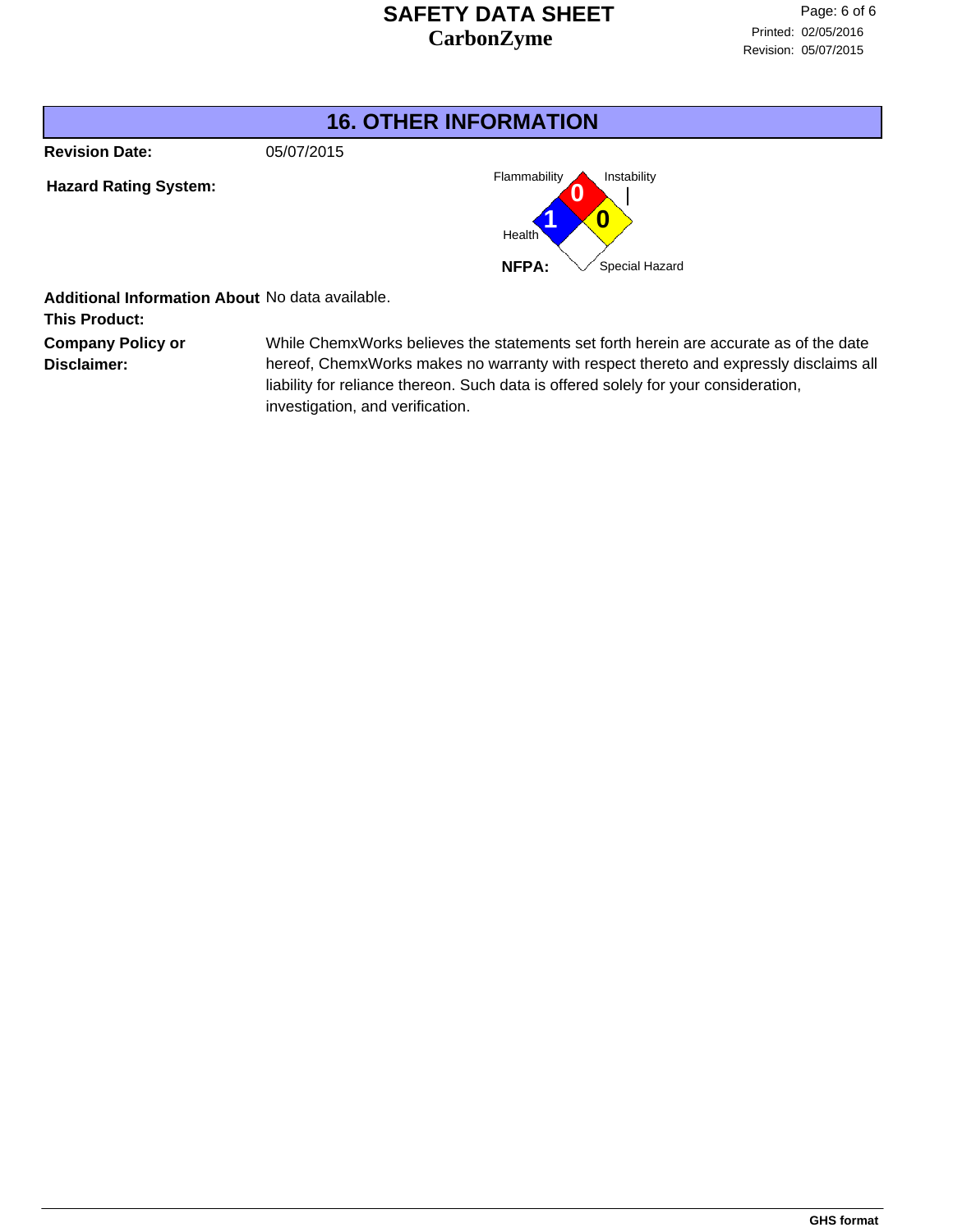## 16. OTHER INFORMATION

**Revision Date:** 05/07/2015

**Hazard Rating System:**

NFPA:

Flammability
0

Instability
0

Health
1

Special Hazard

**Additional Information About This Product:** No data available.

**Company Policy or Disclaimer:** While ChemxWorks believes the statements set forth herein are accurate as of the date hereof, ChemxWorks makes no warranty with respect thereto and expressly disclaims all liability for reliance thereon. Such data is offered solely for your consideration, investigation, and verification.